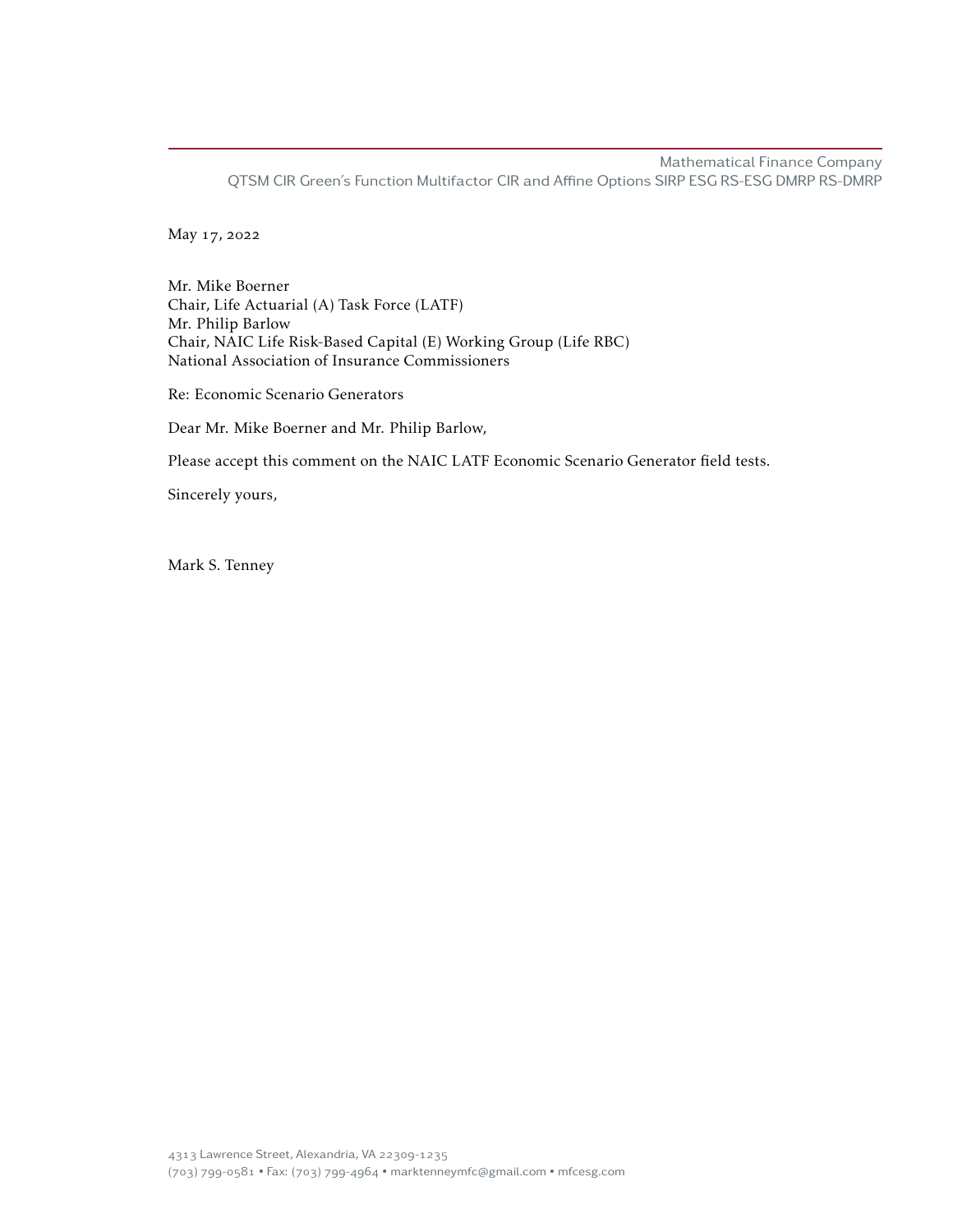Mathematical Finance Company
QTSM CIR Green's Function Multifactor CIR and Affine Options SIRP ESG RS-ESG DMRP RS-DMRP

May 17, 2022

Mr. Mike Boerner
Chair, Life Actuarial (A) Task Force (LATF)
Mr. Philip Barlow
Chair, NAIC Life Risk-Based Capital (E) Working Group (Life RBC)
National Association of Insurance Commissioners

Re: Economic Scenario Generators

Dear Mr. Mike Boerner and Mr. Philip Barlow,

Please accept this comment on the NAIC LATF Economic Scenario Generator field tests.

Sincerely yours,

Mark S. Tenney

4313 Lawrence Street, Alexandria, VA 22309-1235
(703) 799-0581 • Fax: (703) 799-4964 • marktenneymfc@gmail.com • mfcesg.com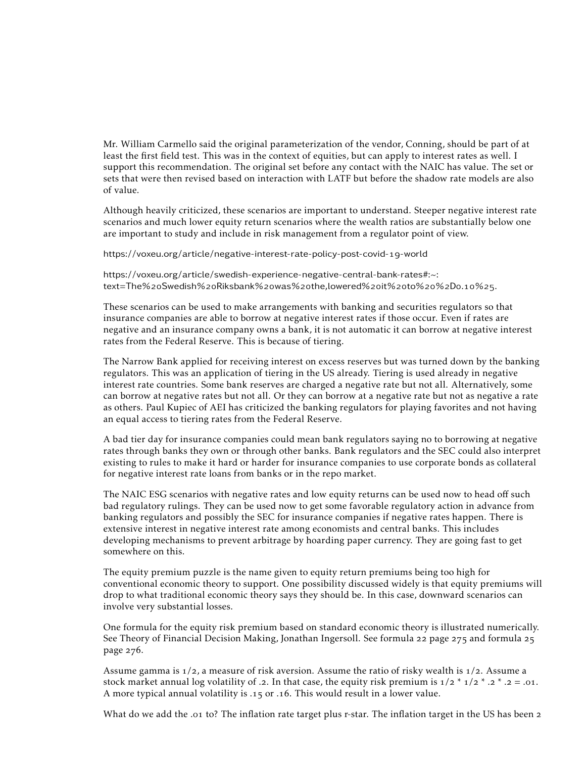Mr. William Carmello said the original parameterization of the vendor, Conning, should be part of at least the first field test. This was in the context of equities, but can apply to interest rates as well. I support this recommendation. The original set before any contact with the NAIC has value. The set or sets that were then revised based on interaction with LATF but before the shadow rate models are also of value.

Although heavily criticized, these scenarios are important to understand. Steeper negative interest rate scenarios and much lower equity return scenarios where the wealth ratios are substantially below one are important to study and include in risk management from a regulator point of view.

https://voxeu.org/article/negative-interest-rate-policy-post-covid-19-world

https://voxeu.org/article/swedish-experience-negative-central-bank-rates#:~:text=The%20Swedish%20Riksbank%20was%20the,lowered%20it%20to%20%2D0.10%25.

These scenarios can be used to make arrangements with banking and securities regulators so that insurance companies are able to borrow at negative interest rates if those occur. Even if rates are negative and an insurance company owns a bank, it is not automatic it can borrow at negative interest rates from the Federal Reserve. This is because of tiering.

The Narrow Bank applied for receiving interest on excess reserves but was turned down by the banking regulators. This was an application of tiering in the US already. Tiering is used already in negative interest rate countries. Some bank reserves are charged a negative rate but not all. Alternatively, some can borrow at negative rates but not all. Or they can borrow at a negative rate but not as negative a rate as others. Paul Kupiec of AEI has criticized the banking regulators for playing favorites and not having an equal access to tiering rates from the Federal Reserve.

A bad tier day for insurance companies could mean bank regulators saying no to borrowing at negative rates through banks they own or through other banks. Bank regulators and the SEC could also interpret existing to rules to make it hard or harder for insurance companies to use corporate bonds as collateral for negative interest rate loans from banks or in the repo market.

The NAIC ESG scenarios with negative rates and low equity returns can be used now to head off such bad regulatory rulings. They can be used now to get some favorable regulatory action in advance from banking regulators and possibly the SEC for insurance companies if negative rates happen. There is extensive interest in negative interest rate among economists and central banks. This includes developing mechanisms to prevent arbitrage by hoarding paper currency. They are going fast to get somewhere on this.

The equity premium puzzle is the name given to equity return premiums being too high for conventional economic theory to support. One possibility discussed widely is that equity premiums will drop to what traditional economic theory says they should be. In this case, downward scenarios can involve very substantial losses.

One formula for the equity risk premium based on standard economic theory is illustrated numerically. See Theory of Financial Decision Making, Jonathan Ingersoll. See formula 22 page 275 and formula 25 page 276.

Assume gamma is 1/2, a measure of risk aversion. Assume the ratio of risky wealth is 1/2. Assume a stock market annual log volatility of .2. In that case, the equity risk premium is $1/2 * 1/2 * .2 * .2 = .01$. A more typical annual volatility is .15 or .16. This would result in a lower value.

What do we add the .01 to? The inflation rate target plus r-star. The inflation target in the US has been 2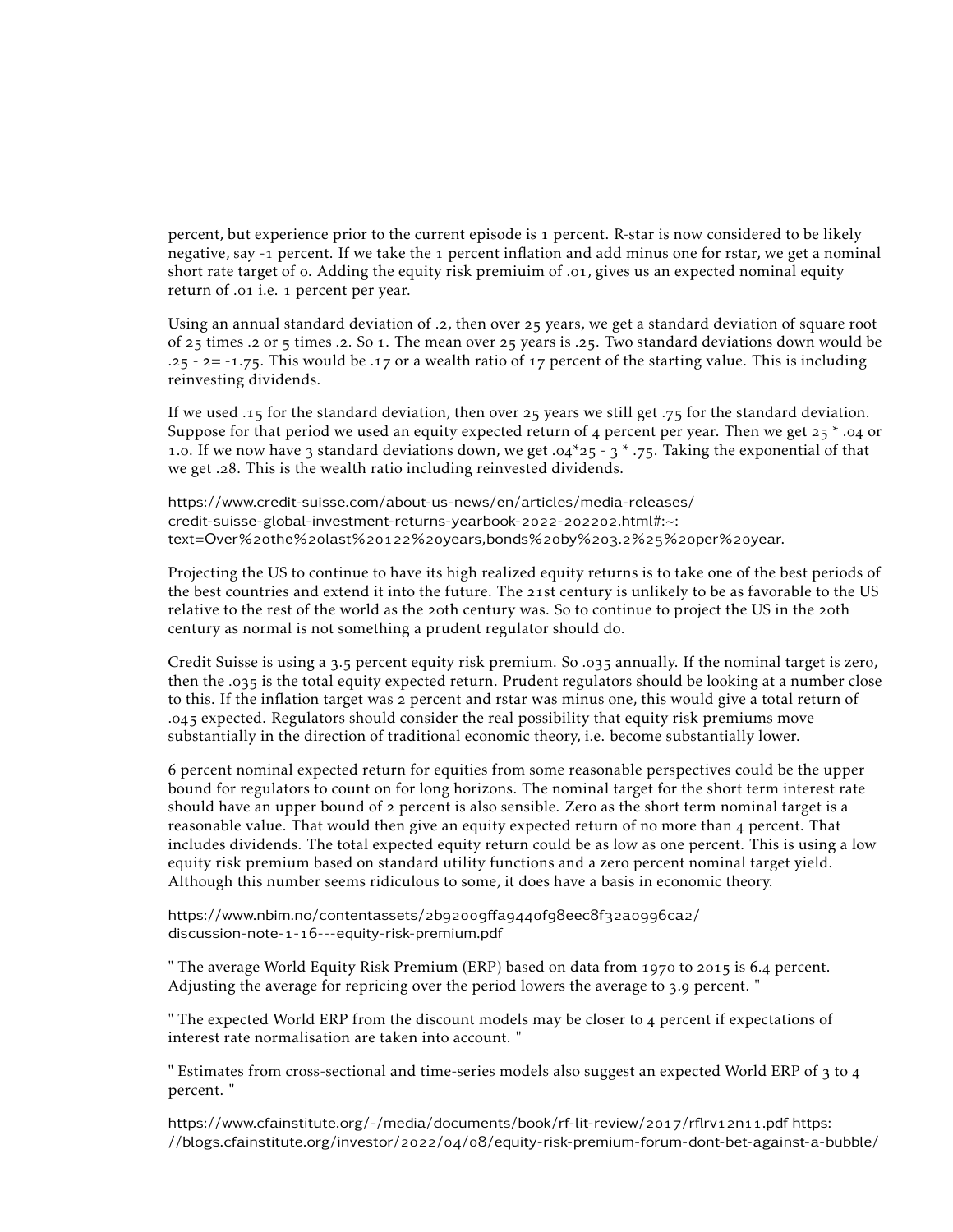percent, but experience prior to the current episode is 1 percent. R-star is now considered to be likely negative, say -1 percent. If we take the 1 percent inflation and add minus one for rstar, we get a nominal short rate target of 0. Adding the equity risk premiuim of .01, gives us an expected nominal equity return of .01 i.e. 1 percent per year.

Using an annual standard deviation of .2, then over 25 years, we get a standard deviation of square root of 25 times .2 or 5 times .2. So 1. The mean over 25 years is .25. Two standard deviations down would be .25 - 2= -1.75. This would be .17 or a wealth ratio of 17 percent of the starting value. This is including reinvesting dividends.

If we used .15 for the standard deviation, then over 25 years we still get .75 for the standard deviation. Suppose for that period we used an equity expected return of 4 percent per year. Then we get 25 * .04 or 1.0. If we now have 3 standard deviations down, we get .04*25 - 3 * .75. Taking the exponential of that we get .28. This is the wealth ratio including reinvested dividends.

https://www.credit-suisse.com/about-us-news/en/articles/media-releases/credit-suisse-global-investment-returns-yearbook-2022-202202.html#:~:text=Over%20the%20last%20122%20years,bonds%20by%203.2%25%20per%20year.

Projecting the US to continue to have its high realized equity returns is to take one of the best periods of the best countries and extend it into the future. The 21st century is unlikely to be as favorable to the US relative to the rest of the world as the 20th century was. So to continue to project the US in the 20th century as normal is not something a prudent regulator should do.

Credit Suisse is using a 3.5 percent equity risk premium. So .035 annually. If the nominal target is zero, then the .035 is the total equity expected return. Prudent regulators should be looking at a number close to this. If the inflation target was 2 percent and rstar was minus one, this would give a total return of .045 expected. Regulators should consider the real possibility that equity risk premiums move substantially in the direction of traditional economic theory, i.e. become substantially lower.

6 percent nominal expected return for equities from some reasonable perspectives could be the upper bound for regulators to count on for long horizons. The nominal target for the short term interest rate should have an upper bound of 2 percent is also sensible. Zero as the short term nominal target is a reasonable value. That would then give an equity expected return of no more than 4 percent. That includes dividends. The total expected equity return could be as low as one percent. This is using a low equity risk premium based on standard utility functions and a zero percent nominal target yield. Although this number seems ridiculous to some, it does have a basis in economic theory.

https://www.nbim.no/contentassets/2b92009ffa9440f98eec8f32a0996ca2/discussion-note-1-16---equity-risk-premium.pdf

" The average World Equity Risk Premium (ERP) based on data from 1970 to 2015 is 6.4 percent. Adjusting the average for repricing over the period lowers the average to 3.9 percent. "

" The expected World ERP from the discount models may be closer to 4 percent if expectations of interest rate normalisation are taken into account. "

" Estimates from cross-sectional and time-series models also suggest an expected World ERP of 3 to 4 percent. "

https://www.cfainstitute.org/-/media/documents/book/rf-lit-review/2017/rflrv12n11.pdf https://blogs.cfainstitute.org/investor/2022/04/08/equity-risk-premium-forum-dont-bet-against-a-bubble/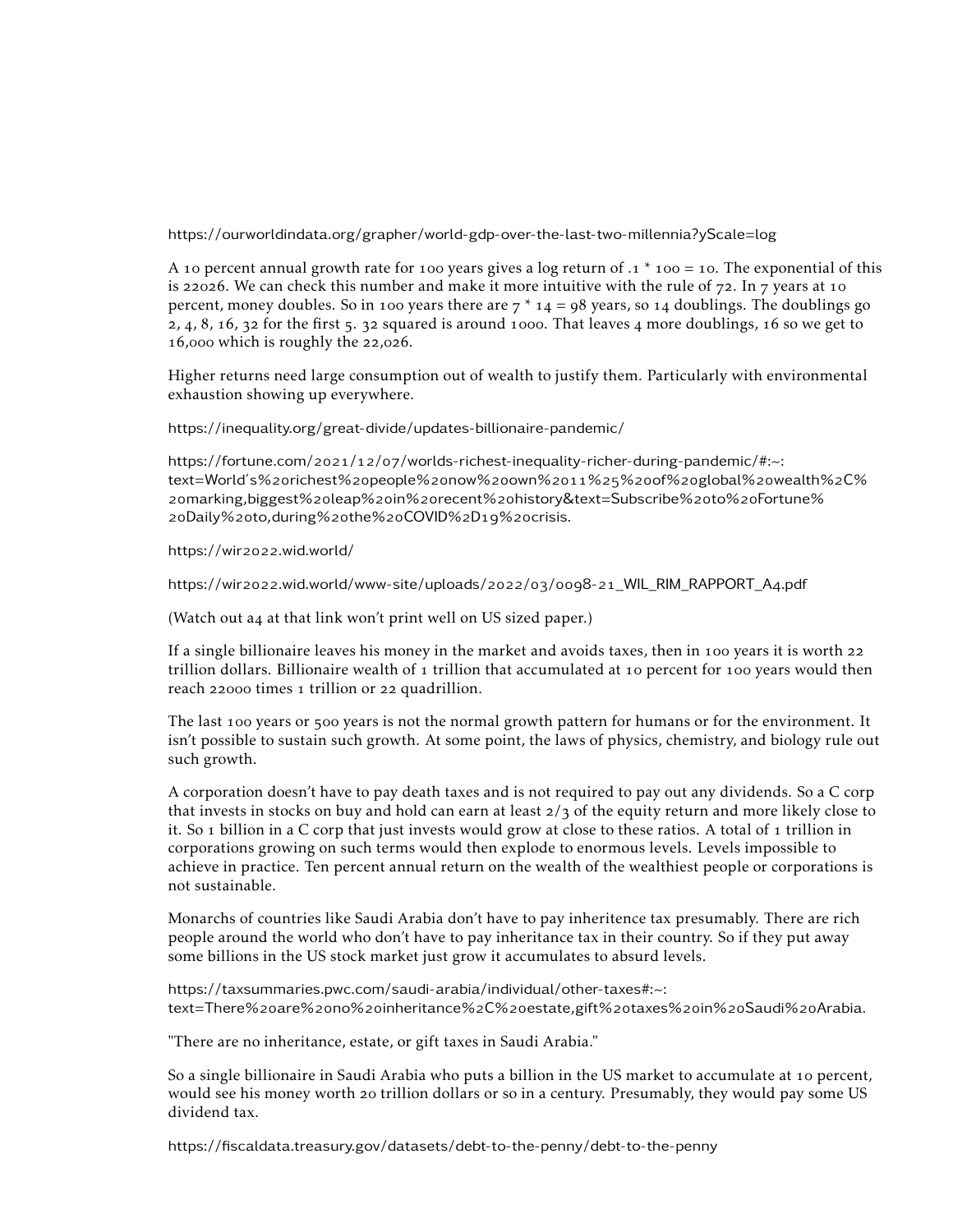https://ourworldindata.org/grapher/world-gdp-over-the-last-two-millennia?yScale=log

A 10 percent annual growth rate for 100 years gives a log return of .1 * 100 = 10. The exponential of this is 22026. We can check this number and make it more intuitive with the rule of 72. In 7 years at 10 percent, money doubles. So in 100 years there are 7 * 14 = 98 years, so 14 doublings. The doublings go 2, 4, 8, 16, 32 for the first 5. 32 squared is around 1000. That leaves 4 more doublings, 16 so we get to 16,000 which is roughly the 22,026.

Higher returns need large consumption out of wealth to justify them. Particularly with environmental exhaustion showing up everywhere.

https://inequality.org/great-divide/updates-billionaire-pandemic/

https://fortune.com/2021/12/07/worlds-richest-inequality-richer-during-pandemic/#:~:text=World's%20richest%20people%20now%20own%2011%25%20of%20global%20wealth%2C%20marking,biggest%20leap%20in%20recent%20history&text=Subscribe%20to%20Fortune%20Daily%20to,during%20the%20COVID%2D19%20crisis.

https://wir2022.wid.world/

https://wir2022.wid.world/www-site/uploads/2022/03/0098-21_WIL_RIM_RAPPORT_A4.pdf

(Watch out a4 at that link won't print well on US sized paper.)

If a single billionaire leaves his money in the market and avoids taxes, then in 100 years it is worth 22 trillion dollars. Billionaire wealth of 1 trillion that accumulated at 10 percent for 100 years would then reach 22000 times 1 trillion or 22 quadrillion.

The last 100 years or 500 years is not the normal growth pattern for humans or for the environment. It isn't possible to sustain such growth. At some point, the laws of physics, chemistry, and biology rule out such growth.

A corporation doesn't have to pay death taxes and is not required to pay out any dividends. So a C corp that invests in stocks on buy and hold can earn at least 2/3 of the equity return and more likely close to it. So 1 billion in a C corp that just invests would grow at close to these ratios. A total of 1 trillion in corporations growing on such terms would then explode to enormous levels. Levels impossible to achieve in practice. Ten percent annual return on the wealth of the wealthiest people or corporations is not sustainable.

Monarchs of countries like Saudi Arabia don't have to pay inheritence tax presumably. There are rich people around the world who don't have to pay inheritance tax in their country. So if they put away some billions in the US stock market just grow it accumulates to absurd levels.

https://taxsummaries.pwc.com/saudi-arabia/individual/other-taxes#:~:text=There%20are%20no%20inheritance%2C%20estate,gift%20taxes%20in%20Saudi%20Arabia.

"There are no inheritance, estate, or gift taxes in Saudi Arabia."

So a single billionaire in Saudi Arabia who puts a billion in the US market to accumulate at 10 percent, would see his money worth 20 trillion dollars or so in a century. Presumably, they would pay some US dividend tax.

https://fiscaldata.treasury.gov/datasets/debt-to-the-penny/debt-to-the-penny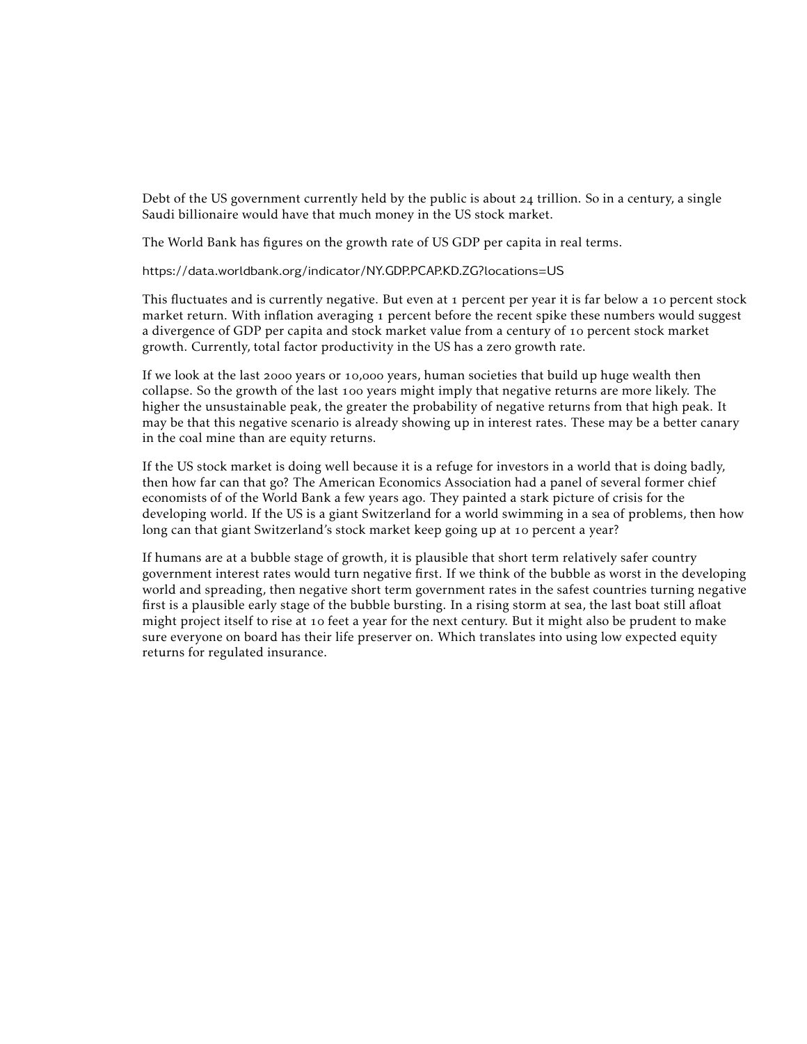Debt of the US government currently held by the public is about 24 trillion. So in a century, a single Saudi billionaire would have that much money in the US stock market.

The World Bank has figures on the growth rate of US GDP per capita in real terms.

https://data.worldbank.org/indicator/NY.GDP.PCAP.KD.ZG?locations=US

This fluctuates and is currently negative. But even at 1 percent per year it is far below a 10 percent stock market return. With inflation averaging 1 percent before the recent spike these numbers would suggest a divergence of GDP per capita and stock market value from a century of 10 percent stock market growth. Currently, total factor productivity in the US has a zero growth rate.

If we look at the last 2000 years or 10,000 years, human societies that build up huge wealth then collapse. So the growth of the last 100 years might imply that negative returns are more likely. The higher the unsustainable peak, the greater the probability of negative returns from that high peak. It may be that this negative scenario is already showing up in interest rates. These may be a better canary in the coal mine than are equity returns.

If the US stock market is doing well because it is a refuge for investors in a world that is doing badly, then how far can that go? The American Economics Association had a panel of several former chief economists of of the World Bank a few years ago. They painted a stark picture of crisis for the developing world. If the US is a giant Switzerland for a world swimming in a sea of problems, then how long can that giant Switzerland's stock market keep going up at 10 percent a year?

If humans are at a bubble stage of growth, it is plausible that short term relatively safer country government interest rates would turn negative first. If we think of the bubble as worst in the developing world and spreading, then negative short term government rates in the safest countries turning negative first is a plausible early stage of the bubble bursting. In a rising storm at sea, the last boat still afloat might project itself to rise at 10 feet a year for the next century. But it might also be prudent to make sure everyone on board has their life preserver on. Which translates into using low expected equity returns for regulated insurance.